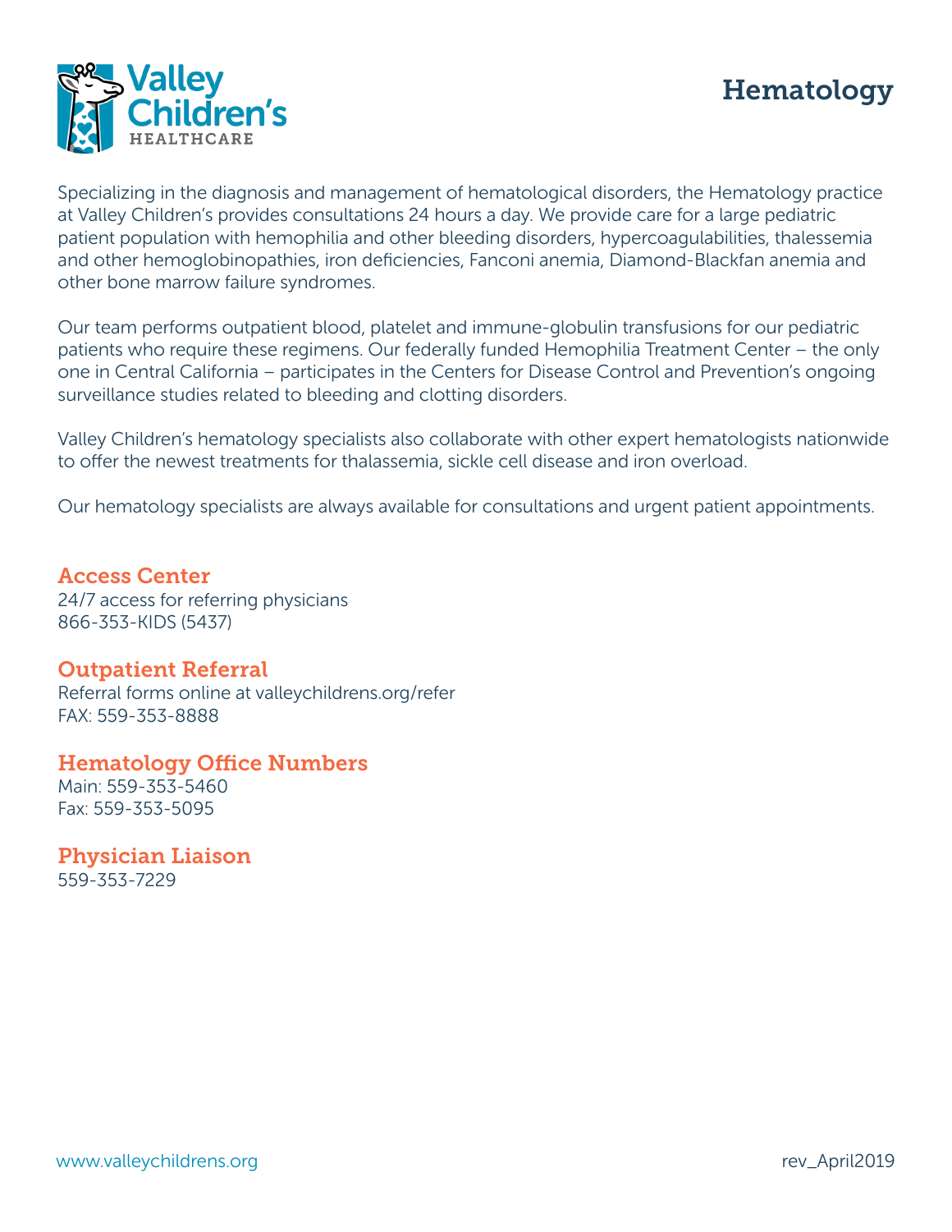Valley Children's HEALTHCARE

# Hematology

Specializing in the diagnosis and management of hematological disorders, the Hematology practice at Valley Children's provides consultations 24 hours a day. We provide care for a large pediatric patient population with hemophilia and other bleeding disorders, hypercoagulabilities, thalessemia and other hemoglobinopathies, iron deficiencies, Fanconi anemia, Diamond-Blackfan anemia and other bone marrow failure syndromes.

Our team performs outpatient blood, platelet and immune-globulin transfusions for our pediatric patients who require these regimens. Our federally funded Hemophilia Treatment Center – the only one in Central California – participates in the Centers for Disease Control and Prevention's ongoing surveillance studies related to bleeding and clotting disorders.

Valley Children's hematology specialists also collaborate with other expert hematologists nationwide to offer the newest treatments for thalassemia, sickle cell disease and iron overload.

Our hematology specialists are always available for consultations and urgent patient appointments.

## Access Center

24/7 access for referring physicians
866-353-KIDS (5437)

## Outpatient Referral

Referral forms online at valleychildrens.org/refer
FAX: 559-353-8888

## Hematology Office Numbers

Main: 559-353-5460
Fax: 559-353-5095

## Physician Liaison

559-353-7229

www.valleychildrens.org rev_April2019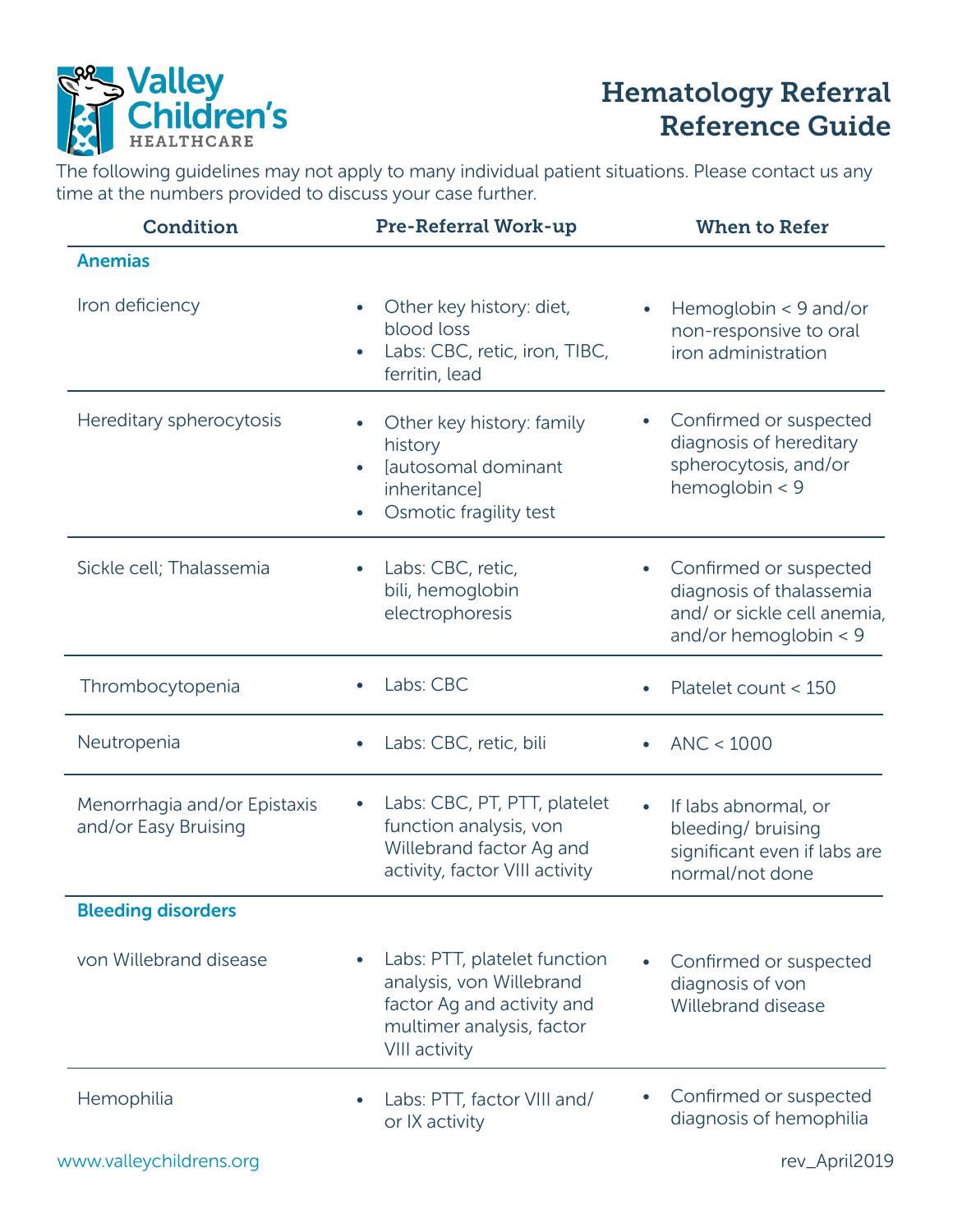Valley Children's HEALTHCARE

# Hematology Referral Reference Guide

The following guidelines may not apply to many individual patient situations. Please contact us any time at the numbers provided to discuss your case further.

| Condition | Pre-Referral Work-up | When to Refer |
|---|---|---|
| **Anemias** | | |
| Iron deficiency | • Other key history: diet, blood loss<br>• Labs: CBC, retic, iron, TIBC, ferritin, lead | • Hemoglobin < 9 and/or non-responsive to oral iron administration |
| Hereditary spherocytosis | • Other key history: family history<br>• [autosomal dominant inheritance]<br>• Osmotic fragility test | • Confirmed or suspected diagnosis of hereditary spherocytosis, and/or hemoglobin < 9 |
| Sickle cell; Thalassemia | • Labs: CBC, retic, bili, hemoglobin electrophoresis | • Confirmed or suspected diagnosis of thalassemia and/ or sickle cell anemia, and/or hemoglobin < 9 |
| Thrombocytopenia | • Labs: CBC | • Platelet count < 150 |
| Neutropenia | • Labs: CBC, retic, bili | • ANC < 1000 |
| Menorrhagia and/or Epistaxis and/or Easy Bruising | • Labs: CBC, PT, PTT, platelet function analysis, von Willebrand factor Ag and activity, factor VIII activity | • If labs abnormal, or bleeding/ bruising significant even if labs are normal/not done |
| **Bleeding disorders** | | |
| von Willebrand disease | • Labs: PTT, platelet function analysis, von Willebrand factor Ag and activity and multimer analysis, factor VIII activity | • Confirmed or suspected diagnosis of von Willebrand disease |
| Hemophilia | • Labs: PTT, factor VIII and/ or IX activity | • Confirmed or suspected diagnosis of hemophilia |

www.valleychildrens.org

rev_April2019